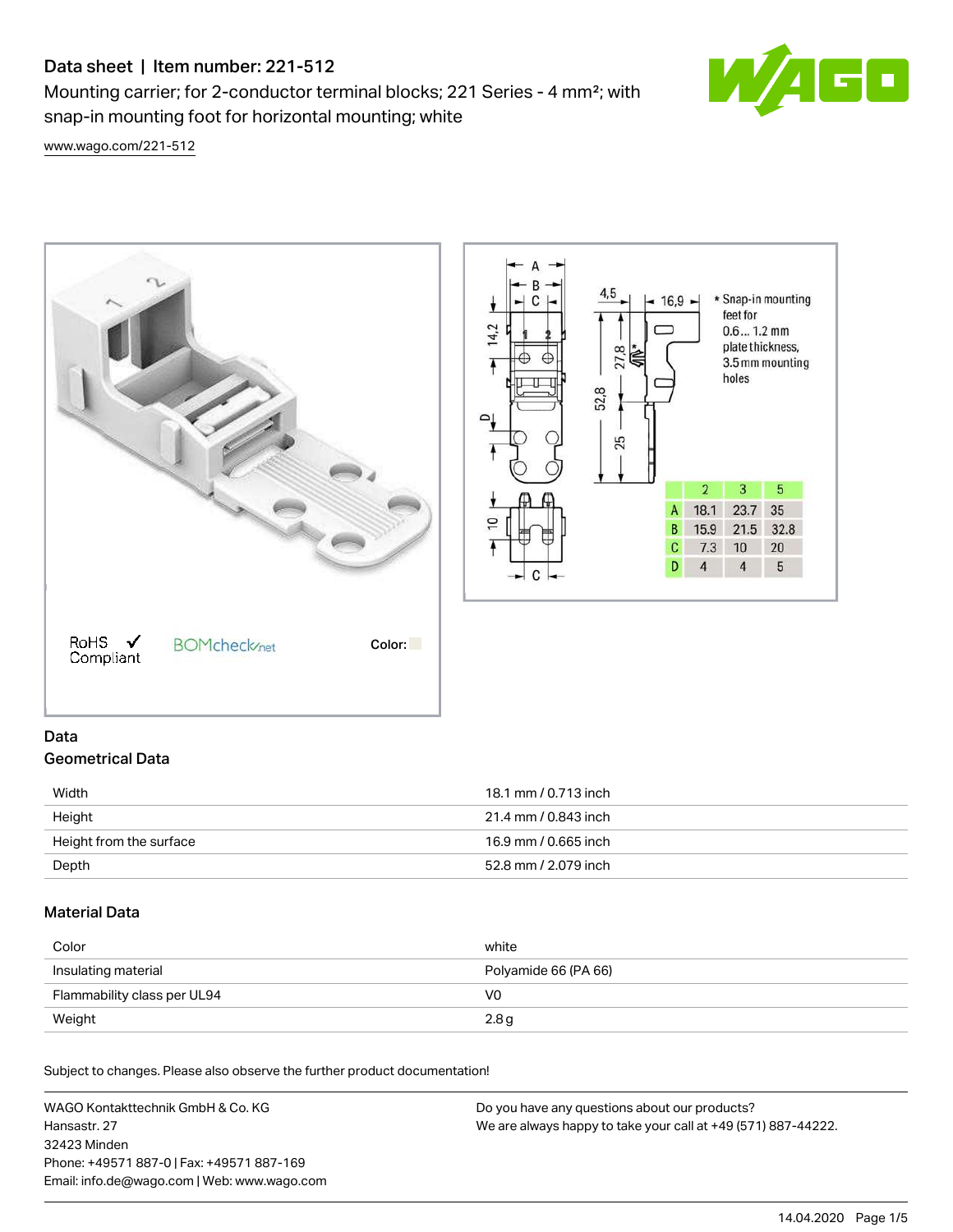# Data sheet | Item number: 221-512

Mounting carrier; for 2-conductor terminal blocks; 221 Series - 4 mm²; with snap-in mounting foot for horizontal mounting; white

www.wago.com/221-512

RoHS Compliant

BOMcheck.net

Color:

* Snap-in mounting feet for 0.6... 1.2 mm plate thickness, 3.5 mm mounting holes

| | 2 | 3 | 5 |
|---|---|---|---|
| A | 18.1 | 23.7 | 35 |
| B | 15.9 | 21.5 | 32.8 |
| C | 7.3 | 10 | 20 |
| D | 4 | 4 | 5 |

## Data

### Geometrical Data

| | |
|---|---|
| Width | 18.1 mm / 0.713 inch |
| Height | 21.4 mm / 0.843 inch |
| Height from the surface | 16.9 mm / 0.665 inch |
| Depth | 52.8 mm / 2.079 inch |

### Material Data

| | |
|---|---|
| Color | white |
| Insulating material | Polyamide 66 (PA 66) |
| Flammability class per UL94 | V0 |
| Weight | 2.8 g |

Subject to changes. Please also observe the further product documentation!

WAGO Kontakttechnik GmbH & Co. KG
Hansastr. 27
32423 Minden
Phone: +49571 887-0 | Fax: +49571 887-169
Email: info.de@wago.com | Web: www.wago.com

Do you have any questions about our products?
We are always happy to take your call at +49 (571) 887-44222.

14.04.2020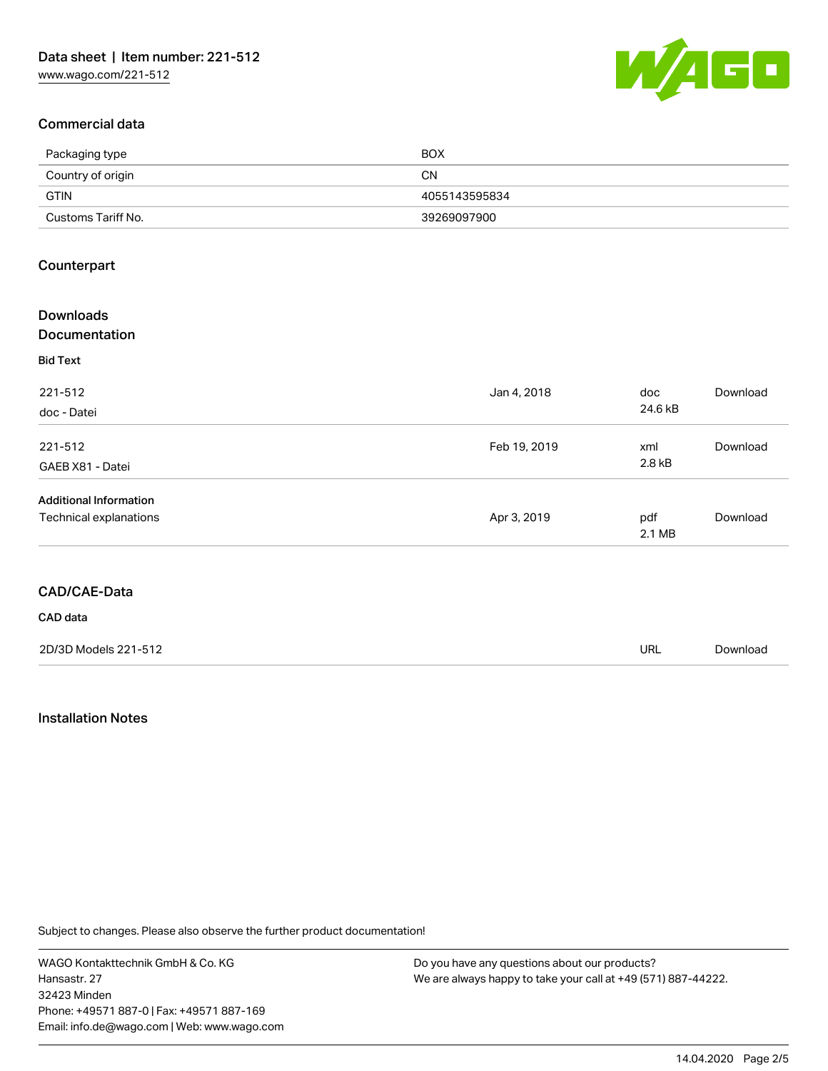## Commercial data

| | |
|---|---|
| Packaging type | BOX |
| Country of origin | CN |
| GTIN | 4055143595834 |
| Customs Tariff No. | 39269097900 |

## Counterpart

## Downloads

## Documentation

### Bid Text

| | | | |
|---|---|---|---|
| 221-512<br>doc - Datei | Jan 4, 2018 | doc<br>24.6 kB | Download |
| 221-512<br>GAEB X81 - Datei | Feb 19, 2019 | xml<br>2.8 kB | Download |

### Additional Information

| | | | |
|---|---|---|---|
| Technical explanations | Apr 3, 2019 | pdf<br>2.1 MB | Download |

## CAD/CAE-Data

### CAD data

| | | |
|---|---|---|
| 2D/3D Models 221-512 | URL | Download |

## Installation Notes

Subject to changes. Please also observe the further product documentation!

WAGO Kontakttechnik GmbH & Co. KG
Hansastr. 27
32423 Minden
Phone: +49571 887-0 | Fax: +49571 887-169
Email: info.de@wago.com | Web: www.wago.com

Do you have any questions about our products?
We are always happy to take your call at +49 (571) 887-44222.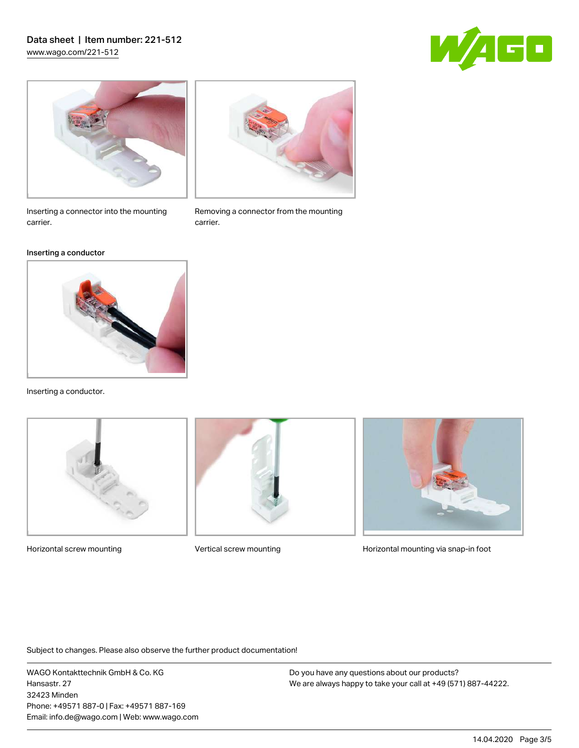Inserting a connector into the mounting carrier.

Removing a connector from the mounting carrier.

### Inserting a conductor

Inserting a conductor.

Horizontal screw mounting

Vertical screw mounting

Horizontal mounting via snap-in foot

Subject to changes. Please also observe the further product documentation!

WAGO Kontakttechnik GmbH & Co. KG
Hansastr. 27
32423 Minden
Phone: +49571 887-0 | Fax: +49571 887-169
Email: info.de@wago.com | Web: www.wago.com

Do you have any questions about our products?
We are always happy to take your call at +49 (571) 887-44222.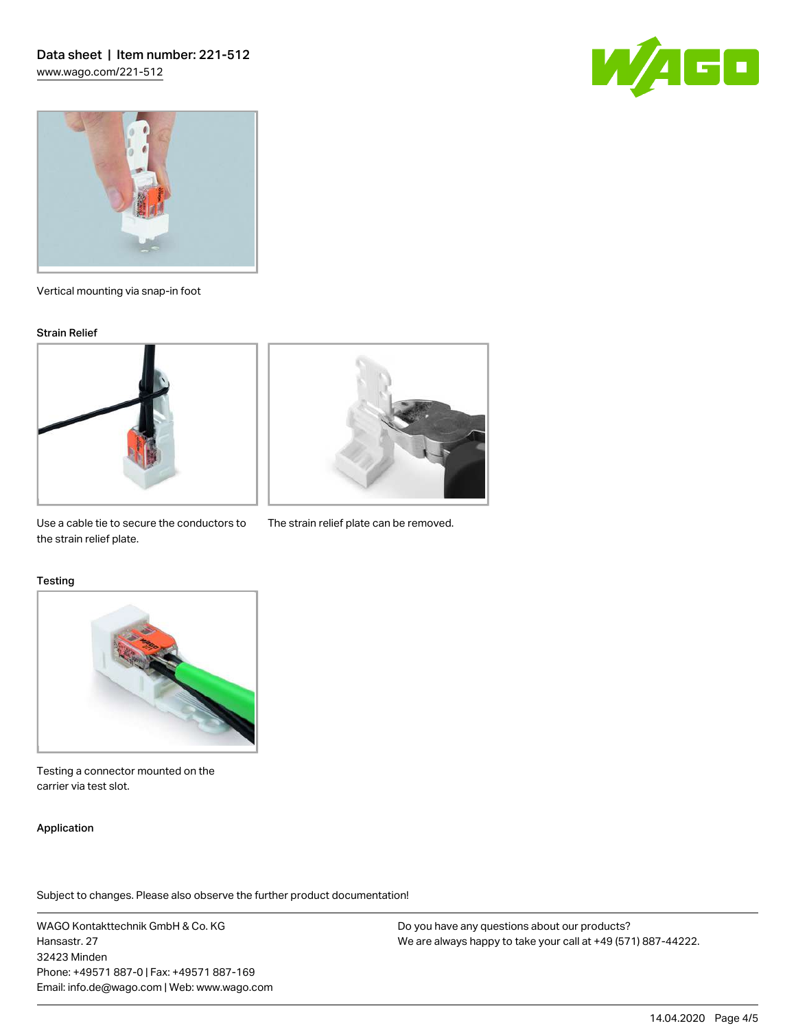Vertical mounting via snap-in foot

## Strain Relief

Use a cable tie to secure the conductors to the strain relief plate.

The strain relief plate can be removed.

## Testing

Testing a connector mounted on the carrier via test slot.

## Application

Subject to changes. Please also observe the further product documentation!

WAGO Kontakttechnik GmbH & Co. KG
Hansastr. 27
32423 Minden
Phone: +49571 887-0 | Fax: +49571 887-169
Email: info.de@wago.com | Web: www.wago.com

Do you have any questions about our products?
We are always happy to take your call at +49 (571) 887-44222.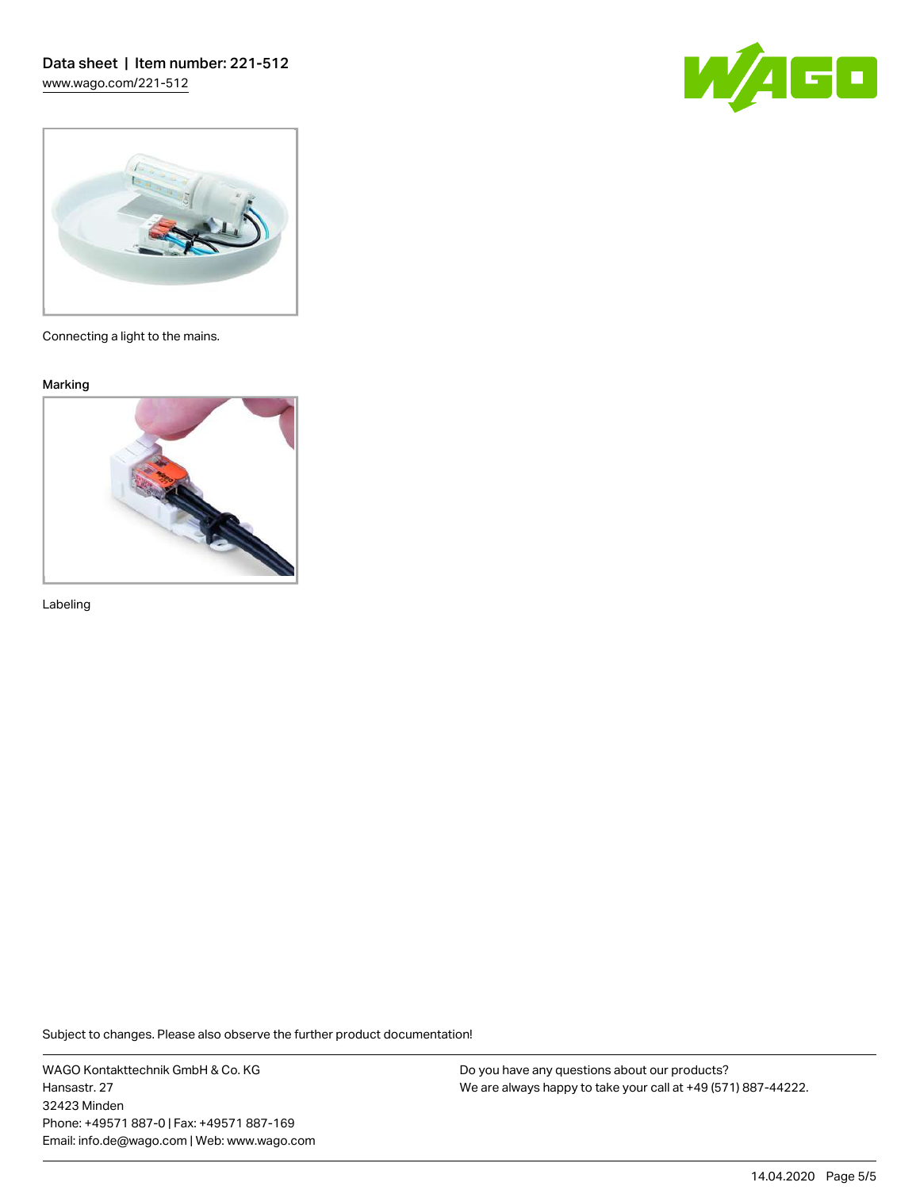Connecting a light to the mains.

Marking

Labeling

Subject to changes. Please also observe the further product documentation!

WAGO Kontakttechnik GmbH & Co. KG
Hansastr. 27
32423 Minden
Phone: +49571 887-0 | Fax: +49571 887-169
Email: info.de@wago.com | Web: www.wago.com

Do you have any questions about our products?
We are always happy to take your call at +49 (571) 887-44222.